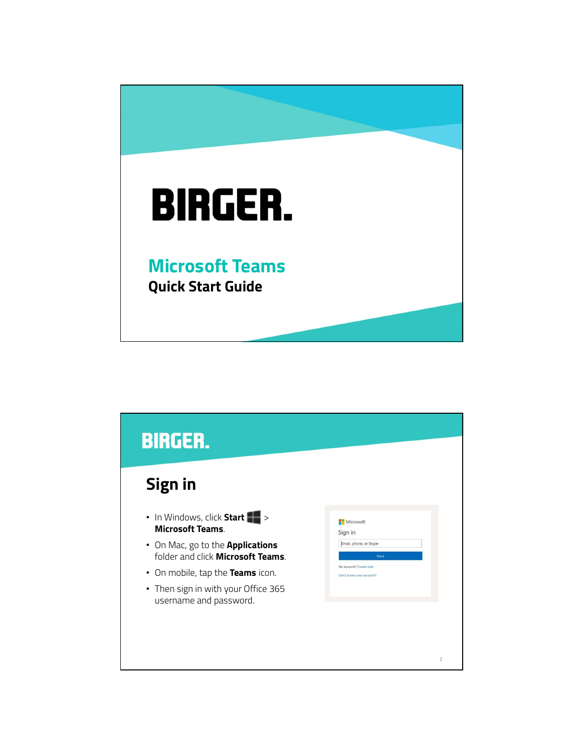# BIRGER.

## Microsoft Teams

**Quick Start Guide**

BIRGER.

## Sign in

- In Windows, click **Start** > **Microsoft Teams**.
- On Mac, go to the **Applications** folder and click **Microsoft Teams**.
- On mobile, tap the **Teams** icon.
- Then sign in with your Office 365 username and password.

Microsoft

Sign in

Email, phone, or Skype

Next

No account? Create one!

Can't access your account?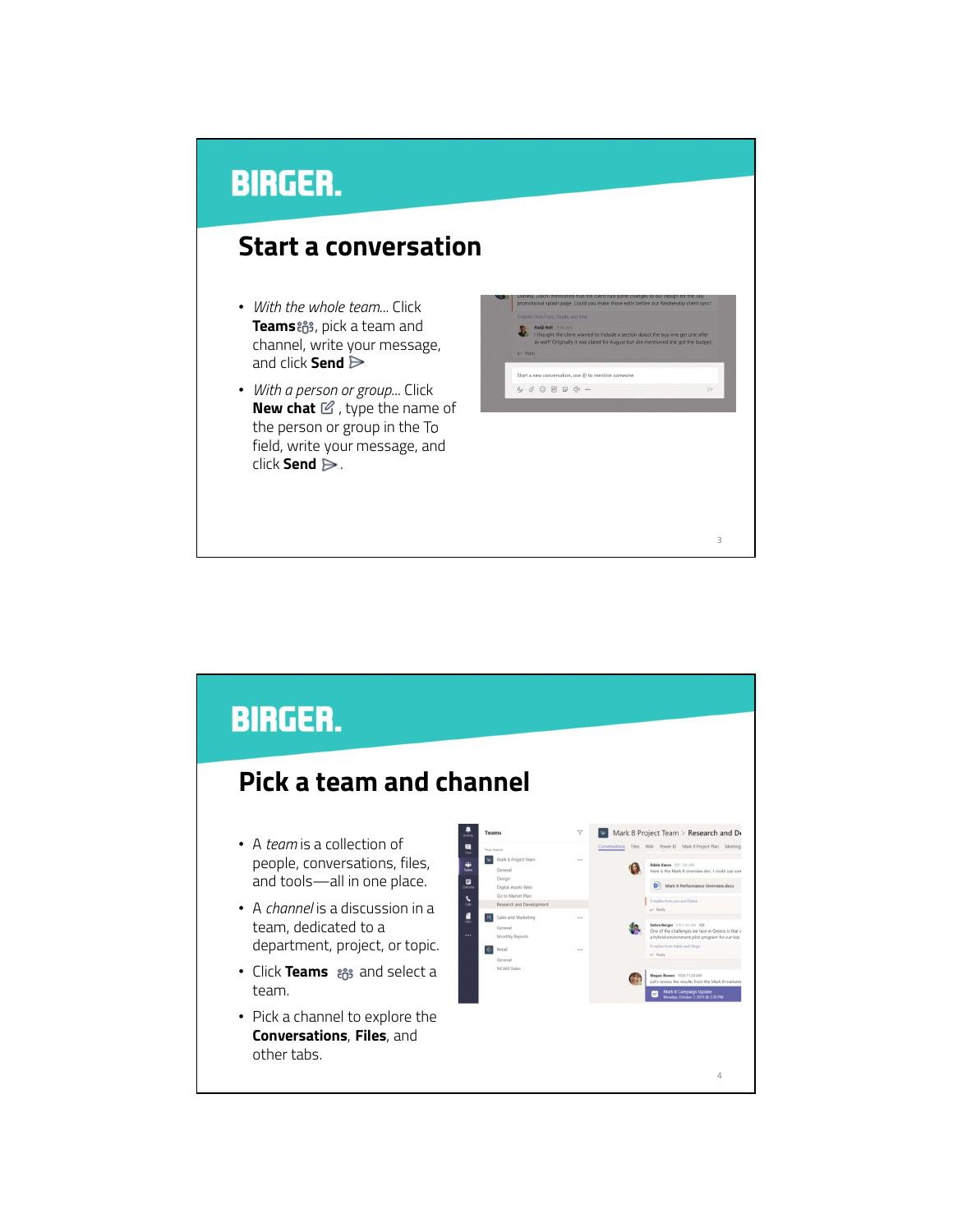BIRGER.

## Start a conversation

- *With the whole team...* Click **Teams**, pick a team and channel, write your message, and click **Send**.
- *With a person or group...* Click **New chat**, type the name of the person or group in the To field, write your message, and click **Send**.

BIRGER.

## Pick a team and channel

- A *team* is a collection of people, conversations, files, and tools—all in one place.
- A *channel* is a discussion in a team, dedicated to a department, project, or topic.
- Click **Teams** and select a team.
- Pick a channel to explore the **Conversations**, **Files**, and other tabs.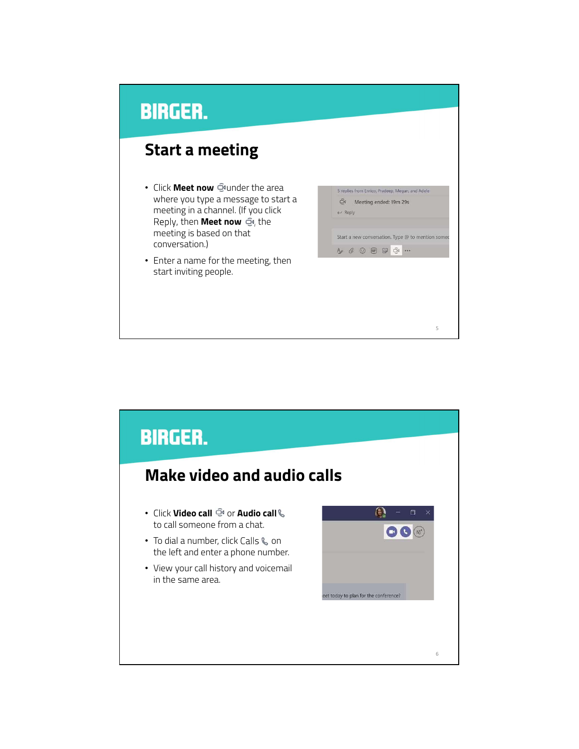## Start a meeting

- Click **Meet now** under the area where you type a message to start a meeting in a channel. (If you click Reply, then **Meet now**, the meeting is based on that conversation.)
- Enter a name for the meeting, then start inviting people.

## Make video and audio calls

- Click **Video call** or **Audio call** to call someone from a chat.
- To dial a number, click Calls on the left and enter a phone number.
- View your call history and voicemail in the same area.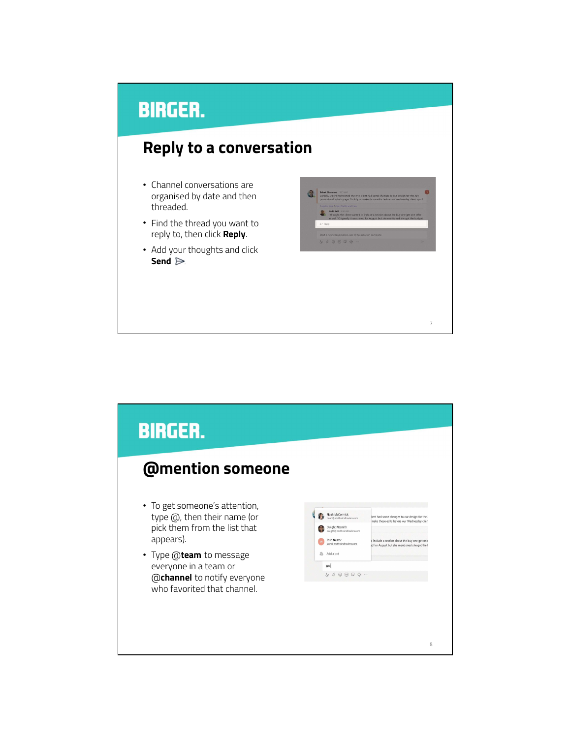BIRGER.

## Reply to a conversation

- Channel conversations are organised by date and then threaded.
- Find the thread you want to reply to, then click **Reply**.
- Add your thoughts and click **Send**

BIRGER.

## @mention someone

- To get someone's attention, type @, then their name (or pick them from the list that appears).
- Type @**team** to message everyone in a team or @**channel** to notify everyone who favorited that channel.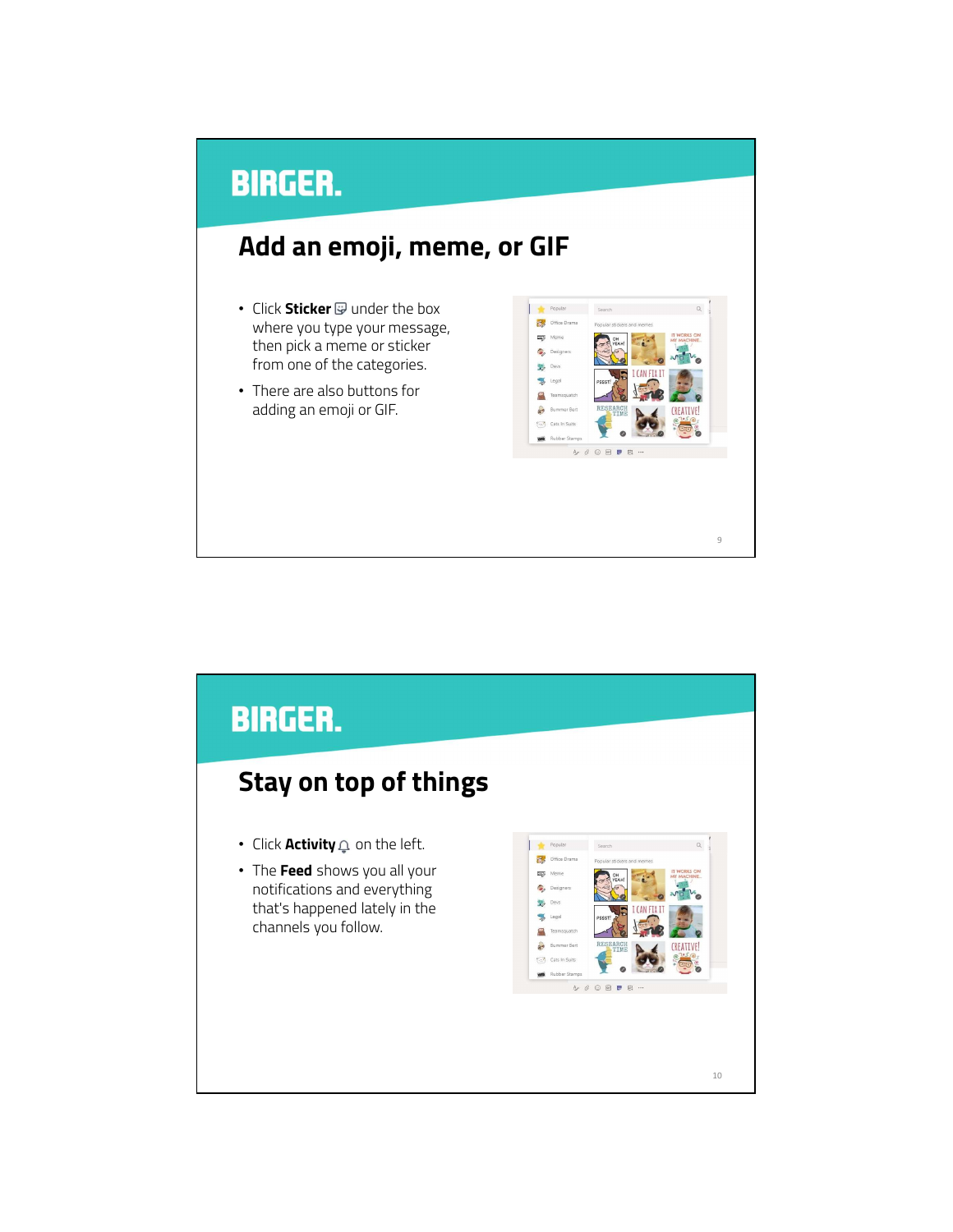## Add an emoji, meme, or GIF

- Click **Sticker** under the box where you type your message, then pick a meme or sticker from one of the categories.
- There are also buttons for adding an emoji or GIF.

## Stay on top of things

- Click **Activity** on the left.
- The **Feed** shows you all your notifications and everything that's happened lately in the channels you follow.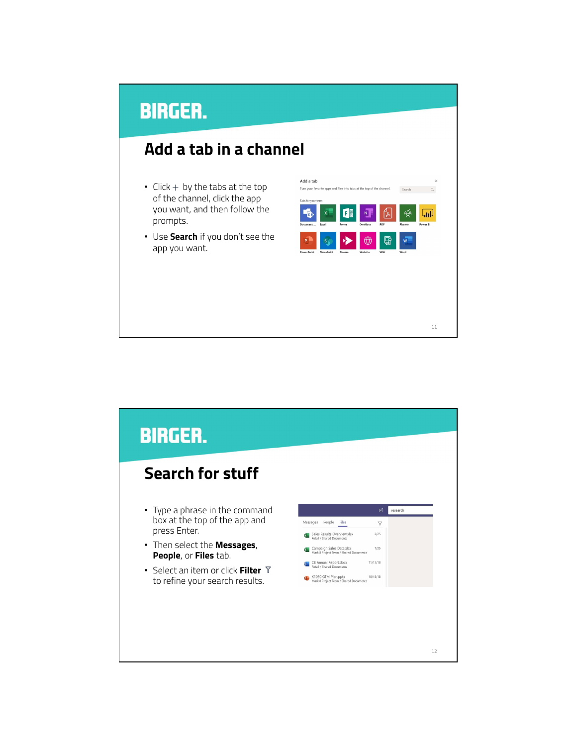# Add a tab in a channel

- Click + by the tabs at the top of the channel, click the app you want, and then follow the prompts.
- Use **Search** if you don't see the app you want.

# Search for stuff

- Type a phrase in the command box at the top of the app and press Enter.
- Then select the **Messages**, **People**, or **Files** tab.
- Select an item or click **Filter** to refine your search results.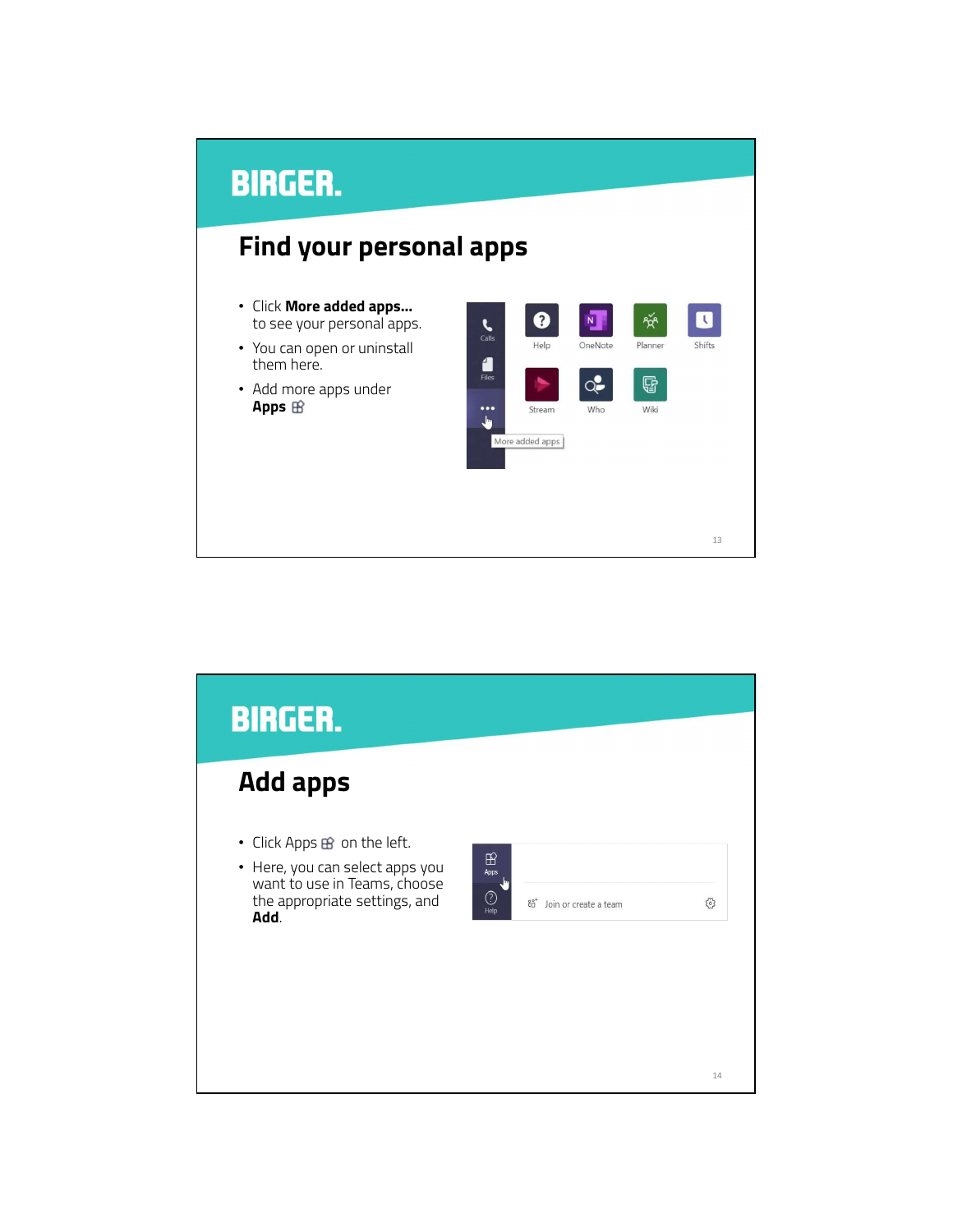## Find your personal apps

- Click **More added apps...** to see your personal apps.
- You can open or uninstall them here.
- Add more apps under **Apps**

## Add apps

- Click Apps on the left.
- Here, you can select apps you want to use in Teams, choose the appropriate settings, and **Add**.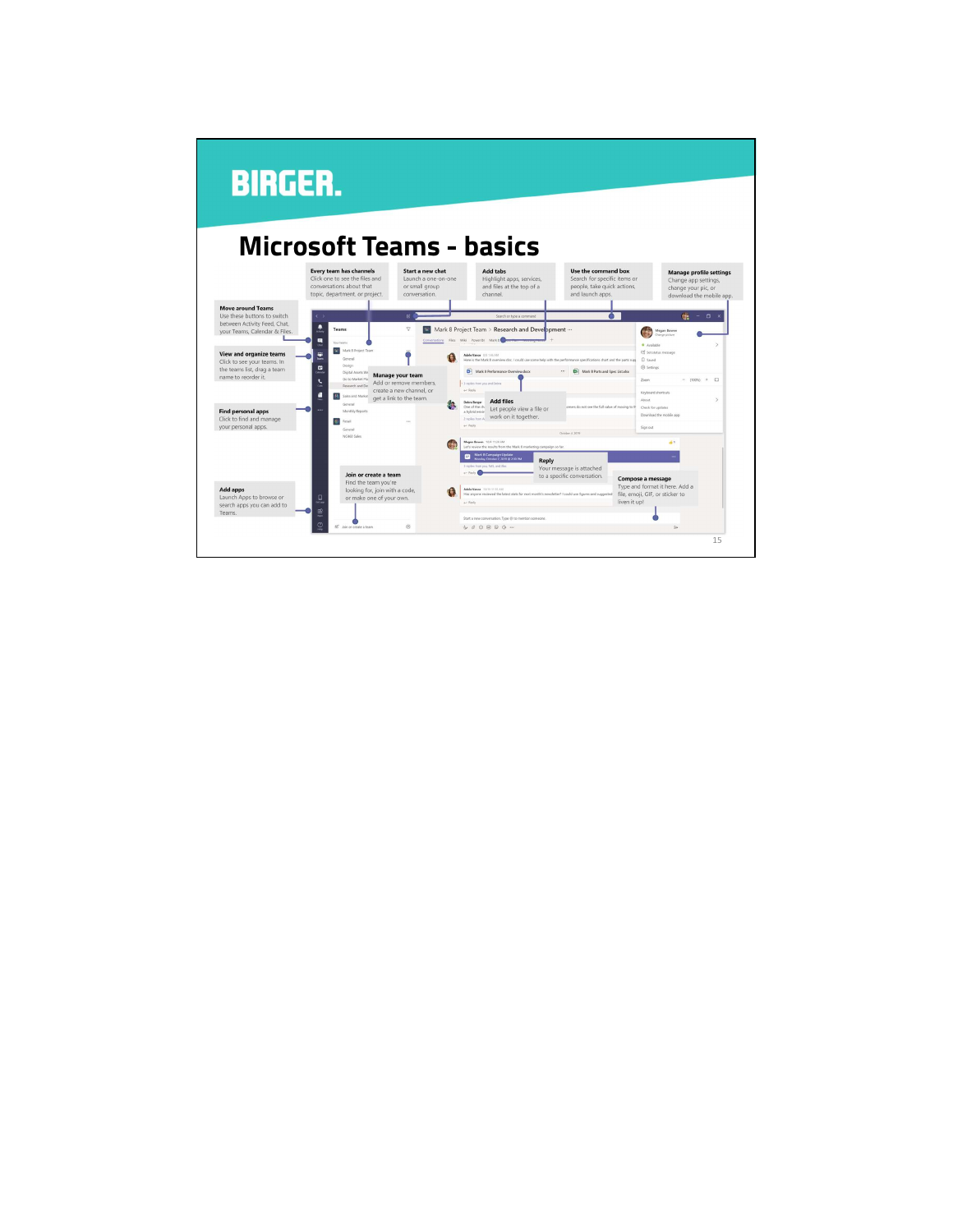BIRGER.

# Microsoft Teams - basics

**Every team has channels**
Click one to see the files and conversations about that topic, department, or project.

**Start a new chat**
Launch a one-on-one or small group conversation.

**Add tabs**
Highlight apps, services, and files at the top of a channel.

**Use the command box**
Search for specific items or people, take quick actions, and launch apps.

**Manage profile settings**
Change app settings, change your pic, or download the mobile app.

**Move around Teams**
Use these buttons to switch between Activity Feed, Chat, your Teams, Calendar & Files.

**View and organize teams**
Click to see your teams. In the teams list, drag a team name to reorder it.

**Manage your team**
Add or remove members, create a new channel, or get a link to the team.

**Add files**
Let people view a file or work on it together.

**Find personal apps**
Click to find and manage your personal apps.

**Reply**
Your message is attached to a specific conversation.

**Compose a message**
Type and format it here. Add a file, emoji, GIF, or sticker to liven it up!

**Join or create a team**
Find the team you're looking for, join with a code, or make one of your own.

**Add apps**
Launch Apps to browse or search apps you can add to Teams.